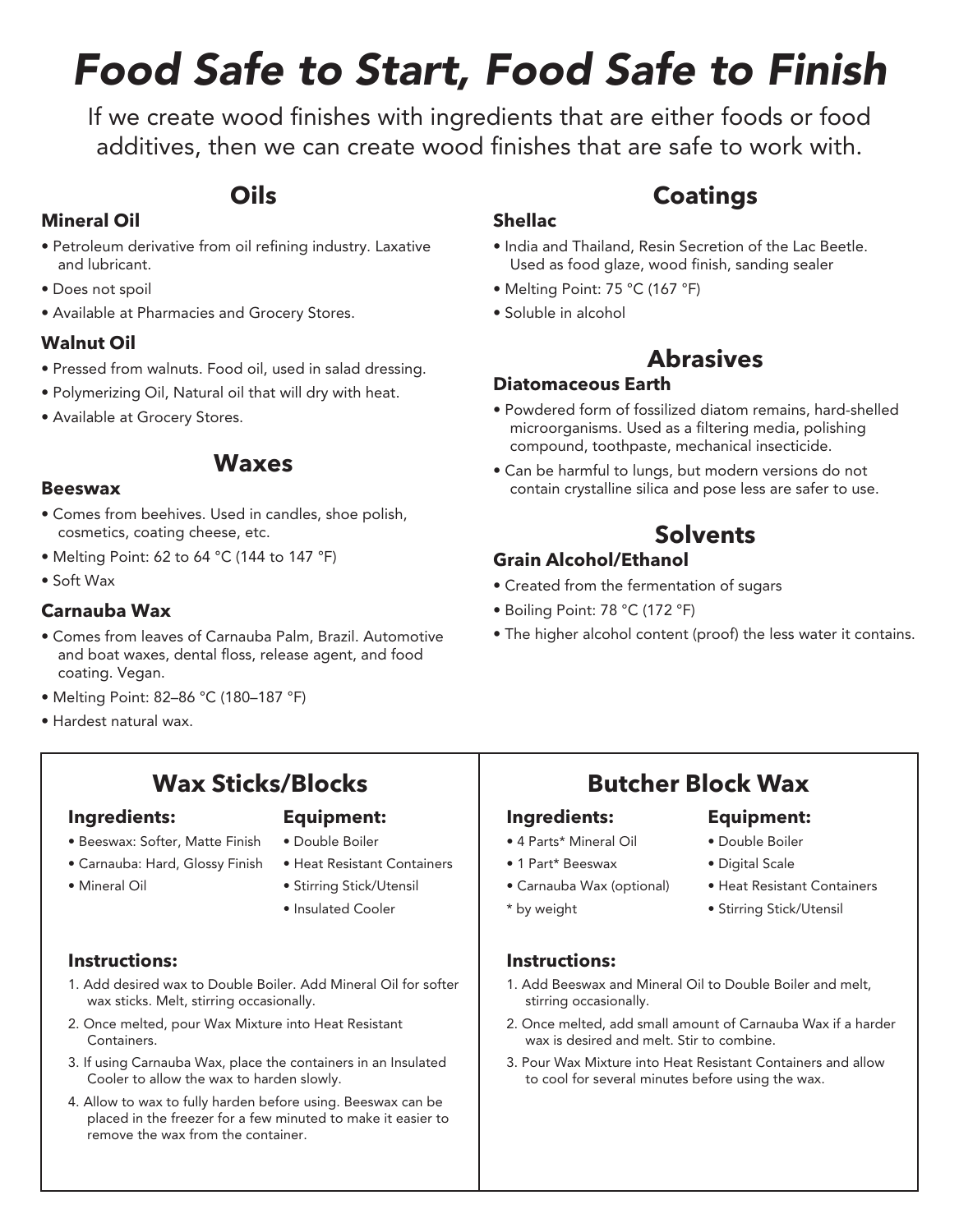# *Food Safe to Start, Food Safe to Finish*

If we create wood finishes with ingredients that are either foods or food additives, then we can create wood finishes that are safe to work with.

## Oils

### Mineral Oil

- Petroleum derivative from oil refining industry. Laxative and lubricant.
- Does not spoil
- Available at Pharmacies and Grocery Stores.

### Walnut Oil

- Pressed from walnuts. Food oil, used in salad dressing.
- Polymerizing Oil, Natural oil that will dry with heat.
- Available at Grocery Stores.

## Waxes

### Beeswax

- Comes from beehives. Used in candles, shoe polish, cosmetics, coating cheese, etc.
- Melting Point: 62 to 64 °C (144 to 147 °F)
- Soft Wax

### Carnauba Wax

- Comes from leaves of Carnauba Palm, Brazil. Automotive and boat waxes, dental floss, release agent, and food coating. Vegan.
- Melting Point: 82–86 °C (180–187 °F)
- Hardest natural wax.

## Coatings

### Shellac

- India and Thailand, Resin Secretion of the Lac Beetle. Used as food glaze, wood finish, sanding sealer
- Melting Point: 75 °C (167 °F)
- Soluble in alcohol

## Abrasives

### Diatomaceous Earth

- Powdered form of fossilized diatom remains, hard-shelled microorganisms. Used as a filtering media, polishing compound, toothpaste, mechanical insecticide.
- Can be harmful to lungs, but modern versions do not contain crystalline silica and pose less are safer to use.

## Solvents

### Grain Alcohol/Ethanol

- Created from the fermentation of sugars
- Boiling Point: 78 °C (172 °F)
- The higher alcohol content (proof) the less water it contains.

## Wax Sticks/Blocks

### Ingredients:

- Beeswax: Softer, Matte Finish
- Carnauba: Hard, Glossy Finish
- Mineral Oil

### Equipment:

- Double Boiler
- Heat Resistant Containers
- Stirring Stick/Utensil
- Insulated Cooler

### Instructions:

1. Add desired wax to Double Boiler. Add Mineral Oil for softer wax sticks. Melt, stirring occasionally.
2. Once melted, pour Wax Mixture into Heat Resistant Containers.
3. If using Carnauba Wax, place the containers in an Insulated Cooler to allow the wax to harden slowly.
4. Allow to wax to fully harden before using. Beeswax can be placed in the freezer for a few minuted to make it easier to remove the wax from the container.

## Butcher Block Wax

### Ingredients:

- 4 Parts* Mineral Oil
- 1 Part* Beeswax
- Carnauba Wax (optional)

\* by weight

### Equipment:

- Double Boiler
- Digital Scale
- Heat Resistant Containers
- Stirring Stick/Utensil

### Instructions:

1. Add Beeswax and Mineral Oil to Double Boiler and melt, stirring occasionally.
2. Once melted, add small amount of Carnauba Wax if a harder wax is desired and melt. Stir to combine.
3. Pour Wax Mixture into Heat Resistant Containers and allow to cool for several minutes before using the wax.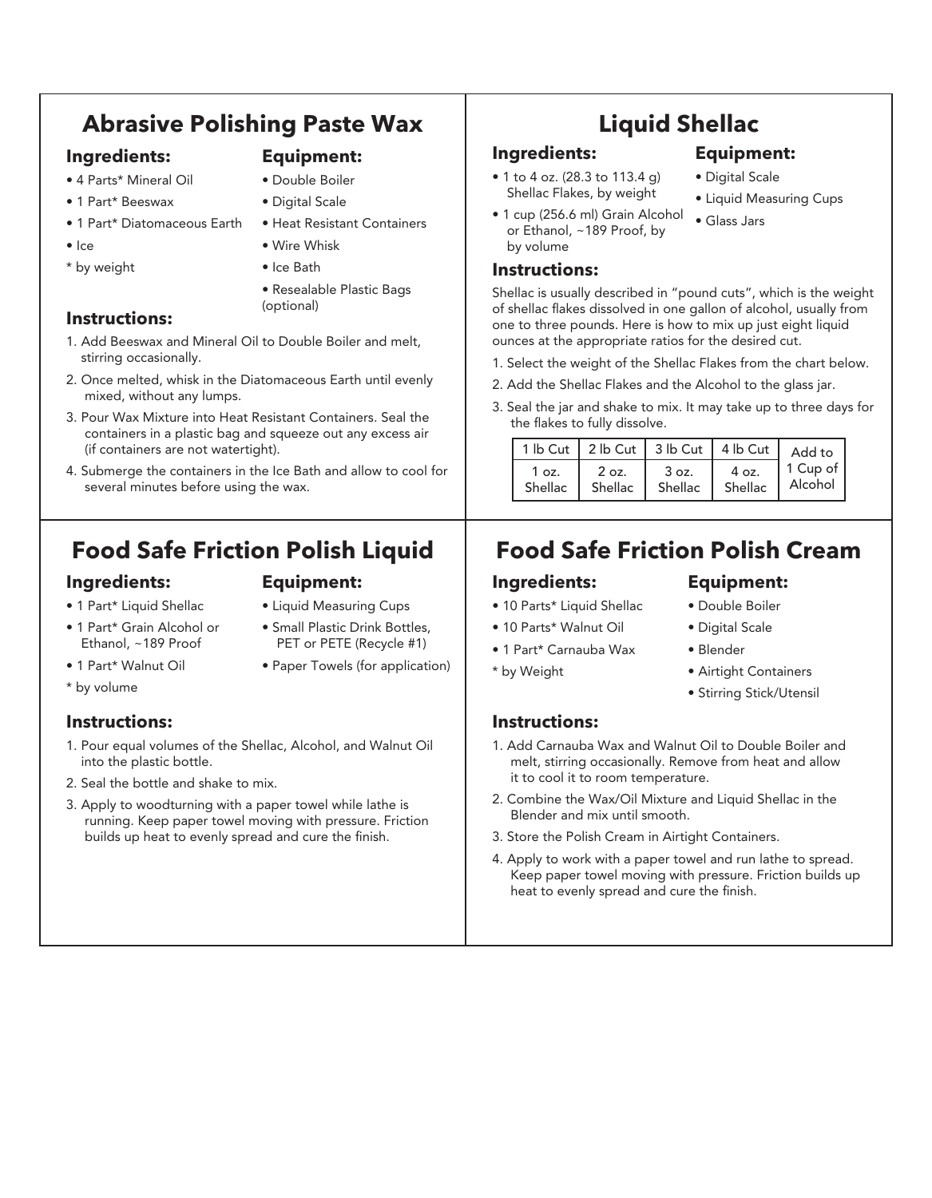## Abrasive Polishing Paste Wax

### Ingredients:

- 4 Parts* Mineral Oil
- 1 Part* Beeswax
- 1 Part* Diatomaceous Earth
- Ice

\* by weight

### Equipment:

- Double Boiler
- Digital Scale
- Heat Resistant Containers
- Wire Whisk
- Ice Bath
- Resealable Plastic Bags (optional)

### Instructions:

1. Add Beeswax and Mineral Oil to Double Boiler and melt, stirring occasionally.
2. Once melted, whisk in the Diatomaceous Earth until evenly mixed, without any lumps.
3. Pour Wax Mixture into Heat Resistant Containers. Seal the containers in a plastic bag and squeeze out any excess air (if containers are not watertight).
4. Submerge the containers in the Ice Bath and allow to cool for several minutes before using the wax.

## Liquid Shellac

### Ingredients:

- 1 to 4 oz. (28.3 to 113.4 g) Shellac Flakes, by weight
- 1 cup (256.6 ml) Grain Alcohol or Ethanol, ~189 Proof, by by volume

### Equipment:

- Digital Scale
- Liquid Measuring Cups
- Glass Jars

### Instructions:

Shellac is usually described in "pound cuts", which is the weight of shellac flakes dissolved in one gallon of alcohol, usually from one to three pounds. Here is how to mix up just eight liquid ounces at the appropriate ratios for the desired cut.

1. Select the weight of the Shellac Flakes from the chart below.
2. Add the Shellac Flakes and the Alcohol to the glass jar.
3. Seal the jar and shake to mix. It may take up to three days for the flakes to fully dissolve.

| 1 lb Cut | 2 lb Cut | 3 lb Cut | 4 lb Cut | Add to 1 Cup of Alcohol |
|---|---|---|---|---|
| 1 oz. Shellac | 2 oz. Shellac | 3 oz. Shellac | 4 oz. Shellac | |

## Food Safe Friction Polish Liquid

### Ingredients:

- 1 Part* Liquid Shellac
- 1 Part* Grain Alcohol or Ethanol, ~189 Proof
- 1 Part* Walnut Oil

\* by volume

### Equipment:

- Liquid Measuring Cups
- Small Plastic Drink Bottles, PET or PETE (Recycle #1)
- Paper Towels (for application)

### Instructions:

1. Pour equal volumes of the Shellac, Alcohol, and Walnut Oil into the plastic bottle.
2. Seal the bottle and shake to mix.
3. Apply to woodturning with a paper towel while lathe is running. Keep paper towel moving with pressure. Friction builds up heat to evenly spread and cure the finish.

## Food Safe Friction Polish Cream

### Ingredients:

- 10 Parts* Liquid Shellac
- 10 Parts* Walnut Oil
- 1 Part* Carnauba Wax

\* by Weight

### Equipment:

- Double Boiler
- Digital Scale
- Blender
- Airtight Containers
- Stirring Stick/Utensil

### Instructions:

1. Add Carnauba Wax and Walnut Oil to Double Boiler and melt, stirring occasionally. Remove from heat and allow it to cool it to room temperature.
2. Combine the Wax/Oil Mixture and Liquid Shellac in the Blender and mix until smooth.
3. Store the Polish Cream in Airtight Containers.
4. Apply to work with a paper towel and run lathe to spread. Keep paper towel moving with pressure. Friction builds up heat to evenly spread and cure the finish.